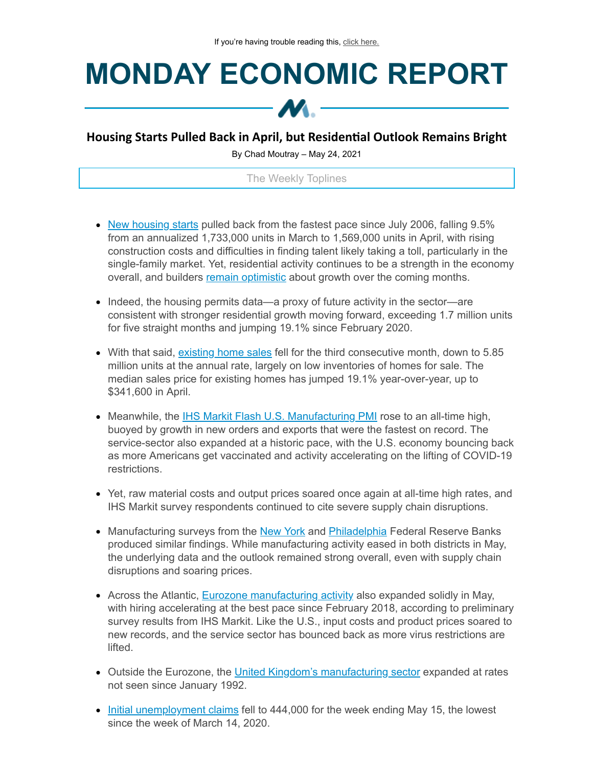If you're having trouble reading this, click here.

# MONDAY ECONOMIC REPORT

## Housing Starts Pulled Back in April, but Residential Outlook Remains Bright

By Chad Moutray – May 24, 2021

### The Weekly Toplines

- New housing starts pulled back from the fastest pace since July 2006, falling 9.5% from an annualized 1,733,000 units in March to 1,569,000 units in April, with rising construction costs and difficulties in finding talent likely taking a toll, particularly in the single-family market. Yet, residential activity continues to be a strength in the economy overall, and builders remain optimistic about growth over the coming months.

- Indeed, the housing permits data—a proxy of future activity in the sector—are consistent with stronger residential growth moving forward, exceeding 1.7 million units for five straight months and jumping 19.1% since February 2020.

- With that said, existing home sales fell for the third consecutive month, down to 5.85 million units at the annual rate, largely on low inventories of homes for sale. The median sales price for existing homes has jumped 19.1% year-over-year, up to $341,600 in April.

- Meanwhile, the IHS Markit Flash U.S. Manufacturing PMI rose to an all-time high, buoyed by growth in new orders and exports that were the fastest on record. The service-sector also expanded at a historic pace, with the U.S. economy bouncing back as more Americans get vaccinated and activity accelerating on the lifting of COVID-19 restrictions.

- Yet, raw material costs and output prices soared once again at all-time high rates, and IHS Markit survey respondents continued to cite severe supply chain disruptions.

- Manufacturing surveys from the New York and Philadelphia Federal Reserve Banks produced similar findings. While manufacturing activity eased in both districts in May, the underlying data and the outlook remained strong overall, even with supply chain disruptions and soaring prices.

- Across the Atlantic, Eurozone manufacturing activity also expanded solidly in May, with hiring accelerating at the best pace since February 2018, according to preliminary survey results from IHS Markit. Like the U.S., input costs and product prices soared to new records, and the service sector has bounced back as more virus restrictions are lifted.

- Outside the Eurozone, the United Kingdom's manufacturing sector expanded at rates not seen since January 1992.

- Initial unemployment claims fell to 444,000 for the week ending May 15, the lowest since the week of March 14, 2020.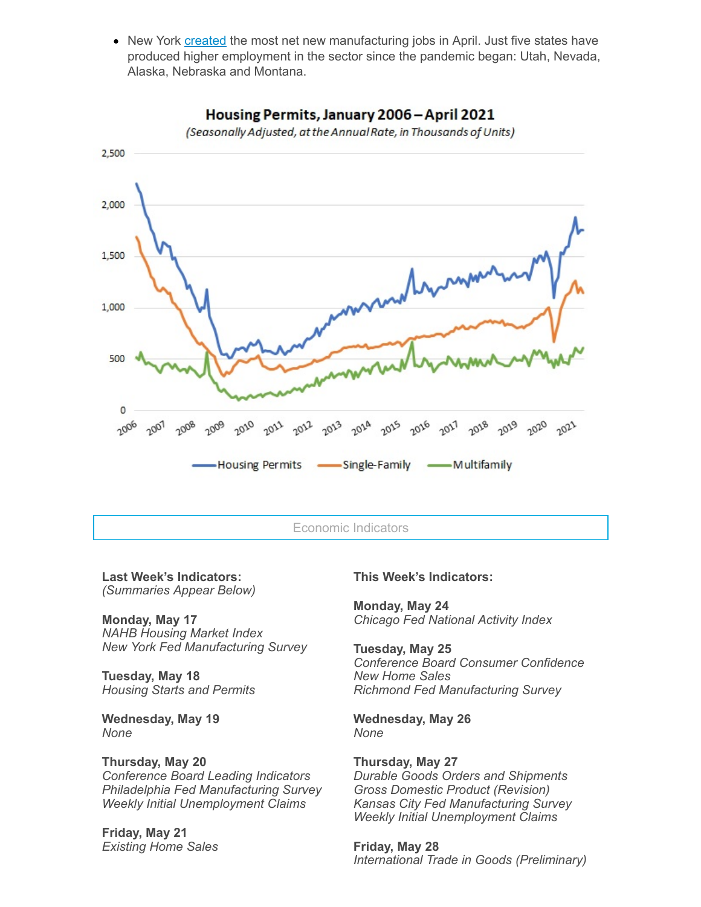- New York [created](created) the most net new manufacturing jobs in April. Just five states have produced higher employment in the sector since the pandemic began: Utah, Nevada, Alaska, Nebraska and Montana.

**Housing Permits, January 2006 – April 2021**
*(Seasonally Adjusted, at the Annual Rate, in Thousands of Units)*

Housing Permits — Single-Family — Multifamily

## Economic Indicators

**Last Week's Indicators:**
*(Summaries Appear Below)*

**Monday, May 17**
*NAHB Housing Market Index*
*New York Fed Manufacturing Survey*

**Tuesday, May 18**
*Housing Starts and Permits*

**Wednesday, May 19**
*None*

**Thursday, May 20**
*Conference Board Leading Indicators*
*Philadelphia Fed Manufacturing Survey*
*Weekly Initial Unemployment Claims*

**Friday, May 21**
*Existing Home Sales*

**This Week's Indicators:**

**Monday, May 24**
*Chicago Fed National Activity Index*

**Tuesday, May 25**
*Conference Board Consumer Confidence*
*New Home Sales*
*Richmond Fed Manufacturing Survey*

**Wednesday, May 26**
*None*

**Thursday, May 27**
*Durable Goods Orders and Shipments*
*Gross Domestic Product (Revision)*
*Kansas City Fed Manufacturing Survey*
*Weekly Initial Unemployment Claims*

**Friday, May 28**
*International Trade in Goods (Preliminary)*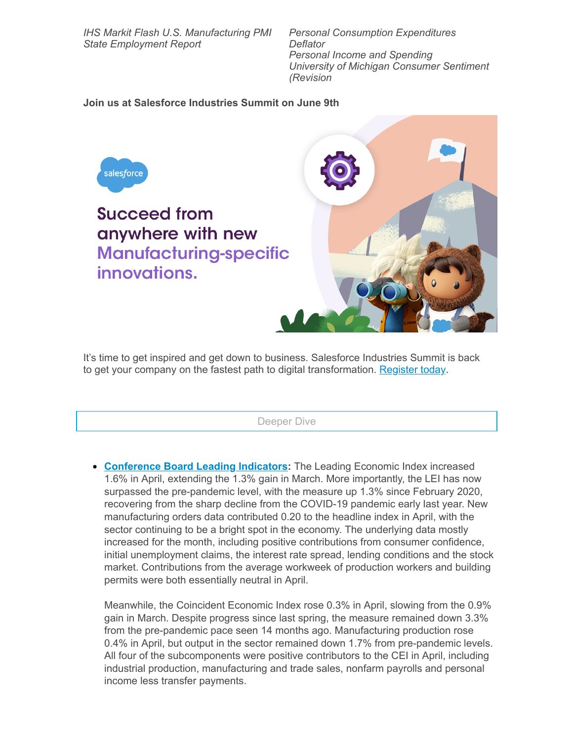*IHS Markit Flash U.S. Manufacturing PMI*
*State Employment Report*

*Personal Consumption Expenditures Deflator*
*Personal Income and Spending*
*University of Michigan Consumer Sentiment (Revision*

**Join us at Salesforce Industries Summit on June 9th**

salesforce

Succeed from anywhere with new Manufacturing-specific innovations.

It's time to get inspired and get down to business. Salesforce Industries Summit is back to get your company on the fastest path to digital transformation. [Register today](#).

Deeper Dive

- **[Conference Board Leading Indicators](#):** The Leading Economic Index increased 1.6% in April, extending the 1.3% gain in March. More importantly, the LEI has now surpassed the pre-pandemic level, with the measure up 1.3% since February 2020, recovering from the sharp decline from the COVID-19 pandemic early last year. New manufacturing orders data contributed 0.20 to the headline index in April, with the sector continuing to be a bright spot in the economy. The underlying data mostly increased for the month, including positive contributions from consumer confidence, initial unemployment claims, the interest rate spread, lending conditions and the stock market. Contributions from the average workweek of production workers and building permits were both essentially neutral in April.

  Meanwhile, the Coincident Economic Index rose 0.3% in April, slowing from the 0.9% gain in March. Despite progress since last spring, the measure remained down 3.3% from the pre-pandemic pace seen 14 months ago. Manufacturing production rose 0.4% in April, but output in the sector remained down 1.7% from pre-pandemic levels. All four of the subcomponents were positive contributors to the CEI in April, including industrial production, manufacturing and trade sales, nonfarm payrolls and personal income less transfer payments.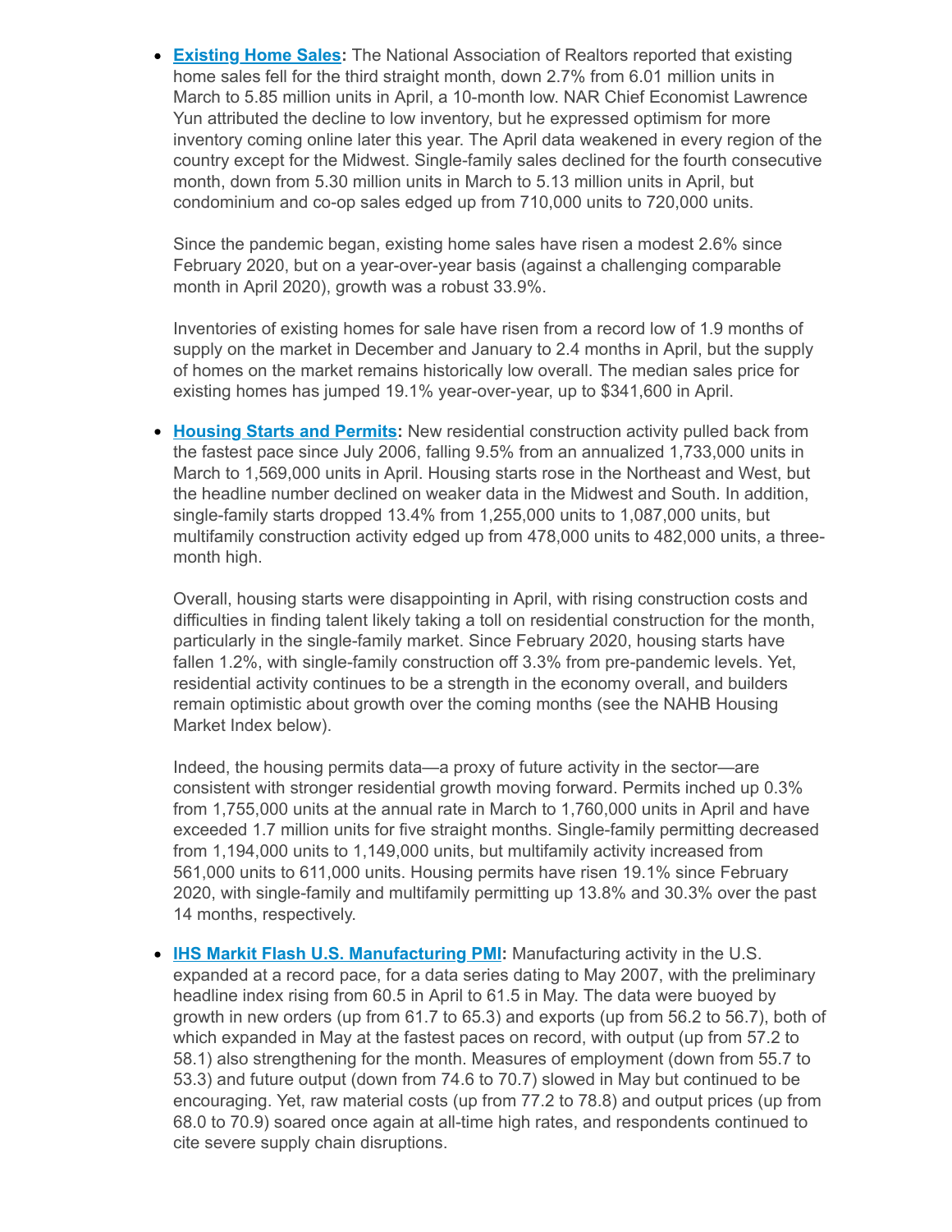- **Existing Home Sales:** The National Association of Realtors reported that existing home sales fell for the third straight month, down 2.7% from 6.01 million units in March to 5.85 million units in April, a 10-month low. NAR Chief Economist Lawrence Yun attributed the decline to low inventory, but he expressed optimism for more inventory coming online later this year. The April data weakened in every region of the country except for the Midwest. Single-family sales declined for the fourth consecutive month, down from 5.30 million units in March to 5.13 million units in April, but condominium and co-op sales edged up from 710,000 units to 720,000 units.

  Since the pandemic began, existing home sales have risen a modest 2.6% since February 2020, but on a year-over-year basis (against a challenging comparable month in April 2020), growth was a robust 33.9%.

  Inventories of existing homes for sale have risen from a record low of 1.9 months of supply on the market in December and January to 2.4 months in April, but the supply of homes on the market remains historically low overall. The median sales price for existing homes has jumped 19.1% year-over-year, up to $341,600 in April.

- **Housing Starts and Permits:** New residential construction activity pulled back from the fastest pace since July 2006, falling 9.5% from an annualized 1,733,000 units in March to 1,569,000 units in April. Housing starts rose in the Northeast and West, but the headline number declined on weaker data in the Midwest and South. In addition, single-family starts dropped 13.4% from 1,255,000 units to 1,087,000 units, but multifamily construction activity edged up from 478,000 units to 482,000 units, a three-month high.

  Overall, housing starts were disappointing in April, with rising construction costs and difficulties in finding talent likely taking a toll on residential construction for the month, particularly in the single-family market. Since February 2020, housing starts have fallen 1.2%, with single-family construction off 3.3% from pre-pandemic levels. Yet, residential activity continues to be a strength in the economy overall, and builders remain optimistic about growth over the coming months (see the NAHB Housing Market Index below).

  Indeed, the housing permits data—a proxy of future activity in the sector—are consistent with stronger residential growth moving forward. Permits inched up 0.3% from 1,755,000 units at the annual rate in March to 1,760,000 units in April and have exceeded 1.7 million units for five straight months. Single-family permitting decreased from 1,194,000 units to 1,149,000 units, but multifamily activity increased from 561,000 units to 611,000 units. Housing permits have risen 19.1% since February 2020, with single-family and multifamily permitting up 13.8% and 30.3% over the past 14 months, respectively.

- **IHS Markit Flash U.S. Manufacturing PMI:** Manufacturing activity in the U.S. expanded at a record pace, for a data series dating to May 2007, with the preliminary headline index rising from 60.5 in April to 61.5 in May. The data were buoyed by growth in new orders (up from 61.7 to 65.3) and exports (up from 56.2 to 56.7), both of which expanded in May at the fastest paces on record, with output (up from 57.2 to 58.1) also strengthening for the month. Measures of employment (down from 55.7 to 53.3) and future output (down from 74.6 to 70.7) slowed in May but continued to be encouraging. Yet, raw material costs (up from 77.2 to 78.8) and output prices (up from 68.0 to 70.9) soared once again at all-time high rates, and respondents continued to cite severe supply chain disruptions.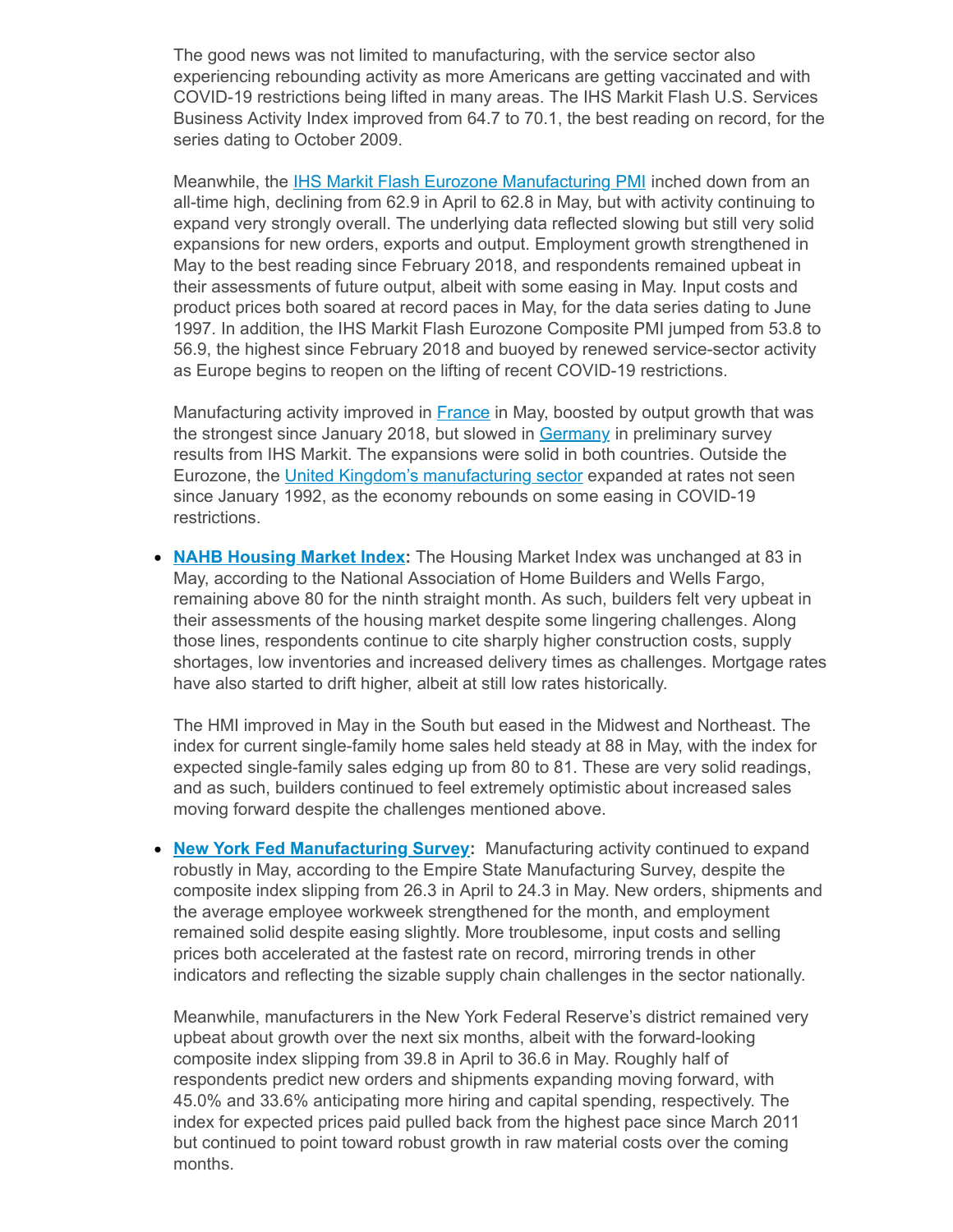The good news was not limited to manufacturing, with the service sector also experiencing rebounding activity as more Americans are getting vaccinated and with COVID-19 restrictions being lifted in many areas. The IHS Markit Flash U.S. Services Business Activity Index improved from 64.7 to 70.1, the best reading on record, for the series dating to October 2009.

Meanwhile, the IHS Markit Flash Eurozone Manufacturing PMI inched down from an all-time high, declining from 62.9 in April to 62.8 in May, but with activity continuing to expand very strongly overall. The underlying data reflected slowing but still very solid expansions for new orders, exports and output. Employment growth strengthened in May to the best reading since February 2018, and respondents remained upbeat in their assessments of future output, albeit with some easing in May. Input costs and product prices both soared at record paces in May, for the data series dating to June 1997. In addition, the IHS Markit Flash Eurozone Composite PMI jumped from 53.8 to 56.9, the highest since February 2018 and buoyed by renewed service-sector activity as Europe begins to reopen on the lifting of recent COVID-19 restrictions.

Manufacturing activity improved in France in May, boosted by output growth that was the strongest since January 2018, but slowed in Germany in preliminary survey results from IHS Markit. The expansions were solid in both countries. Outside the Eurozone, the United Kingdom's manufacturing sector expanded at rates not seen since January 1992, as the economy rebounds on some easing in COVID-19 restrictions.

- **NAHB Housing Market Index:** The Housing Market Index was unchanged at 83 in May, according to the National Association of Home Builders and Wells Fargo, remaining above 80 for the ninth straight month. As such, builders felt very upbeat in their assessments of the housing market despite some lingering challenges. Along those lines, respondents continue to cite sharply higher construction costs, supply shortages, low inventories and increased delivery times as challenges. Mortgage rates have also started to drift higher, albeit at still low rates historically.

  The HMI improved in May in the South but eased in the Midwest and Northeast. The index for current single-family home sales held steady at 88 in May, with the index for expected single-family sales edging up from 80 to 81. These are very solid readings, and as such, builders continued to feel extremely optimistic about increased sales moving forward despite the challenges mentioned above.

- **New York Fed Manufacturing Survey:** Manufacturing activity continued to expand robustly in May, according to the Empire State Manufacturing Survey, despite the composite index slipping from 26.3 in April to 24.3 in May. New orders, shipments and the average employee workweek strengthened for the month, and employment remained solid despite easing slightly. More troublesome, input costs and selling prices both accelerated at the fastest rate on record, mirroring trends in other indicators and reflecting the sizable supply chain challenges in the sector nationally.

  Meanwhile, manufacturers in the New York Federal Reserve's district remained very upbeat about growth over the next six months, albeit with the forward-looking composite index slipping from 39.8 in April to 36.6 in May. Roughly half of respondents predict new orders and shipments expanding moving forward, with 45.0% and 33.6% anticipating more hiring and capital spending, respectively. The index for expected prices paid pulled back from the highest pace since March 2011 but continued to point toward robust growth in raw material costs over the coming months.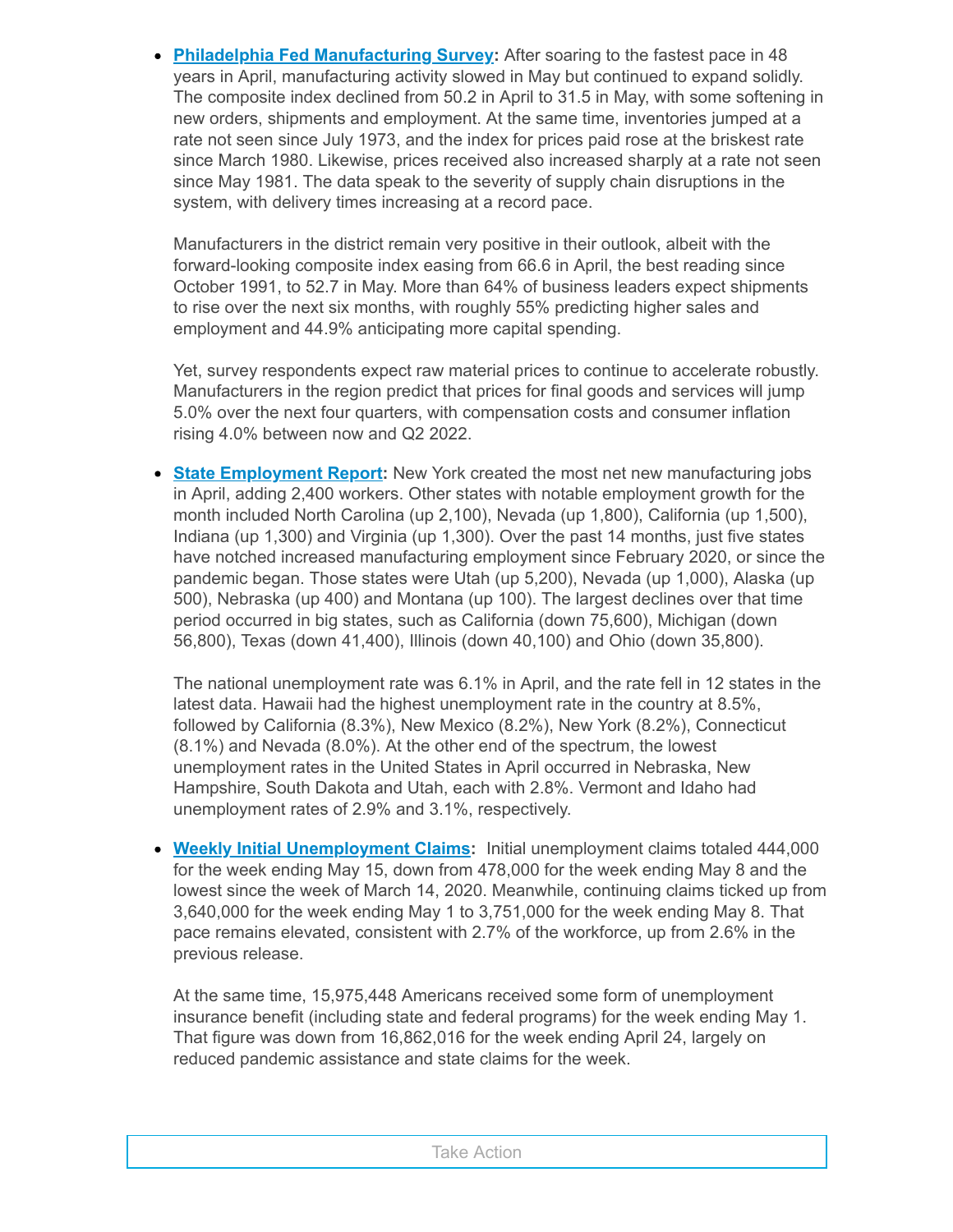- **Philadelphia Fed Manufacturing Survey:** After soaring to the fastest pace in 48 years in April, manufacturing activity slowed in May but continued to expand solidly. The composite index declined from 50.2 in April to 31.5 in May, with some softening in new orders, shipments and employment. At the same time, inventories jumped at a rate not seen since July 1973, and the index for prices paid rose at the briskest rate since March 1980. Likewise, prices received also increased sharply at a rate not seen since May 1981. The data speak to the severity of supply chain disruptions in the system, with delivery times increasing at a record pace.

  Manufacturers in the district remain very positive in their outlook, albeit with the forward-looking composite index easing from 66.6 in April, the best reading since October 1991, to 52.7 in May. More than 64% of business leaders expect shipments to rise over the next six months, with roughly 55% predicting higher sales and employment and 44.9% anticipating more capital spending.

  Yet, survey respondents expect raw material prices to continue to accelerate robustly. Manufacturers in the region predict that prices for final goods and services will jump 5.0% over the next four quarters, with compensation costs and consumer inflation rising 4.0% between now and Q2 2022.

- **State Employment Report:** New York created the most net new manufacturing jobs in April, adding 2,400 workers. Other states with notable employment growth for the month included North Carolina (up 2,100), Nevada (up 1,800), California (up 1,500), Indiana (up 1,300) and Virginia (up 1,300). Over the past 14 months, just five states have notched increased manufacturing employment since February 2020, or since the pandemic began. Those states were Utah (up 5,200), Nevada (up 1,000), Alaska (up 500), Nebraska (up 400) and Montana (up 100). The largest declines over that time period occurred in big states, such as California (down 75,600), Michigan (down 56,800), Texas (down 41,400), Illinois (down 40,100) and Ohio (down 35,800).

  The national unemployment rate was 6.1% in April, and the rate fell in 12 states in the latest data. Hawaii had the highest unemployment rate in the country at 8.5%, followed by California (8.3%), New Mexico (8.2%), New York (8.2%), Connecticut (8.1%) and Nevada (8.0%). At the other end of the spectrum, the lowest unemployment rates in the United States in April occurred in Nebraska, New Hampshire, South Dakota and Utah, each with 2.8%. Vermont and Idaho had unemployment rates of 2.9% and 3.1%, respectively.

- **Weekly Initial Unemployment Claims:** Initial unemployment claims totaled 444,000 for the week ending May 15, down from 478,000 for the week ending May 8 and the lowest since the week of March 14, 2020. Meanwhile, continuing claims ticked up from 3,640,000 for the week ending May 1 to 3,751,000 for the week ending May 8. That pace remains elevated, consistent with 2.7% of the workforce, up from 2.6% in the previous release.

  At the same time, 15,975,448 Americans received some form of unemployment insurance benefit (including state and federal programs) for the week ending May 1. That figure was down from 16,862,016 for the week ending April 24, largely on reduced pandemic assistance and state claims for the week.

Take Action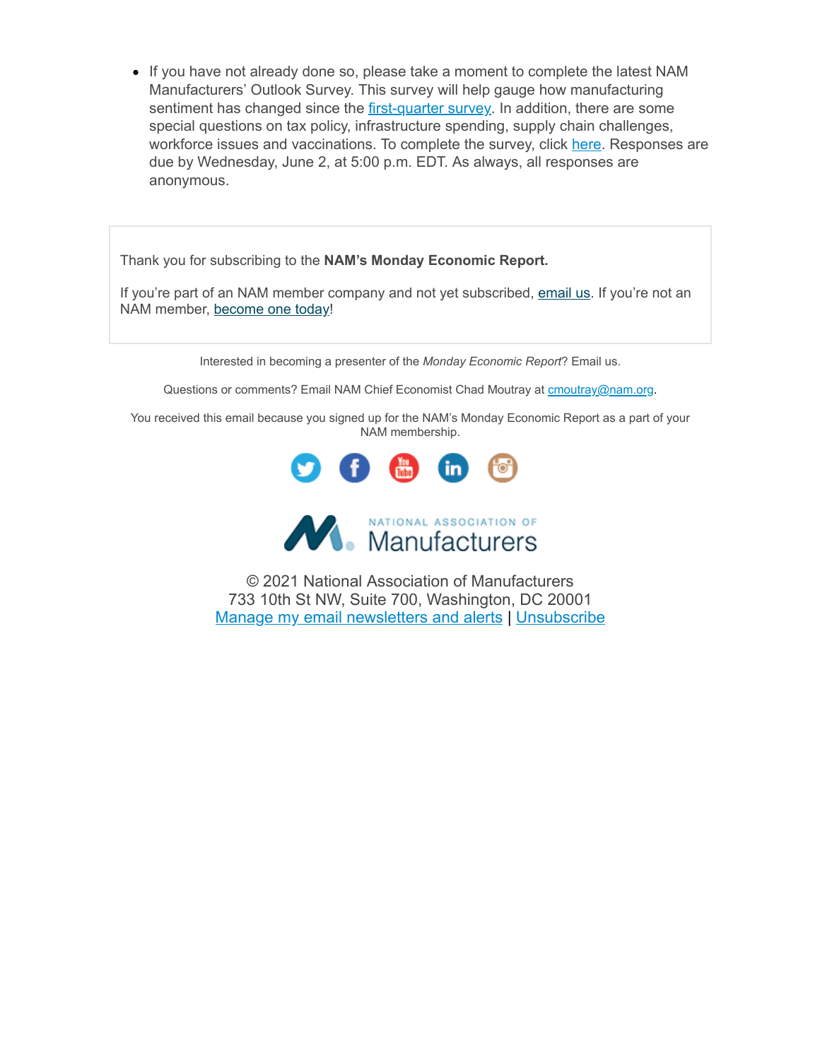- If you have not already done so, please take a moment to complete the latest NAM Manufacturers' Outlook Survey. This survey will help gauge how manufacturing sentiment has changed since the first-quarter survey. In addition, there are some special questions on tax policy, infrastructure spending, supply chain challenges, workforce issues and vaccinations. To complete the survey, click here. Responses are due by Wednesday, June 2, at 5:00 p.m. EDT. As always, all responses are anonymous.

Thank you for subscribing to the **NAM's Monday Economic Report.**

If you're part of an NAM member company and not yet subscribed, email us. If you're not an NAM member, become one today!

Interested in becoming a presenter of the *Monday Economic Report*? Email us.

Questions or comments? Email NAM Chief Economist Chad Moutray at cmoutray@nam.org.

You received this email because you signed up for the NAM's Monday Economic Report as a part of your NAM membership.

NATIONAL ASSOCIATION OF Manufacturers

© 2021 National Association of Manufacturers
733 10th St NW, Suite 700, Washington, DC 20001
Manage my email newsletters and alerts | Unsubscribe